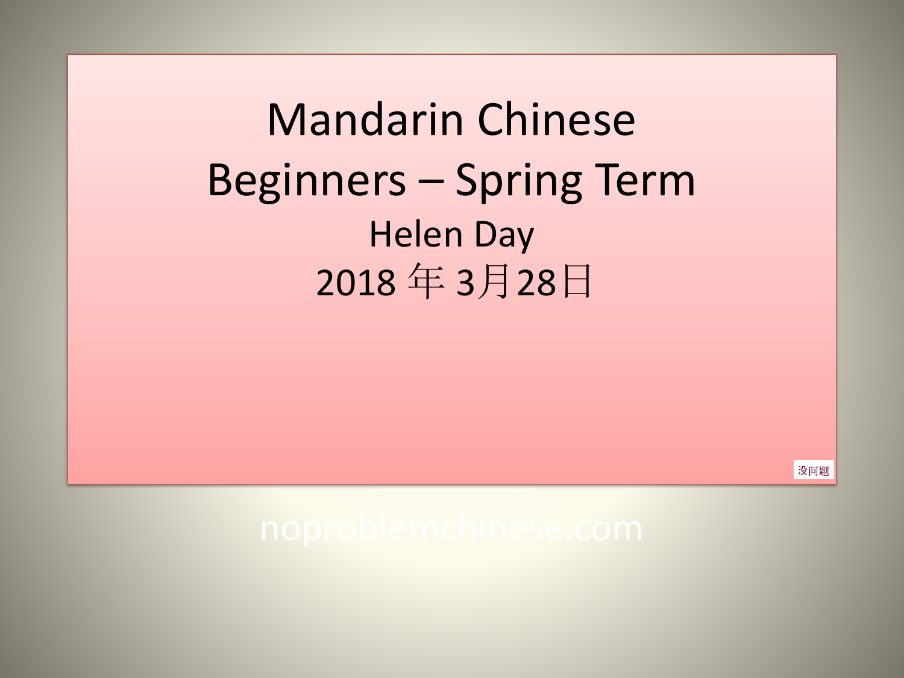# Mandarin Chinese
# Beginners – Spring Term

Helen Day

2018 年 3月28日

没问题

noproblemchinese.com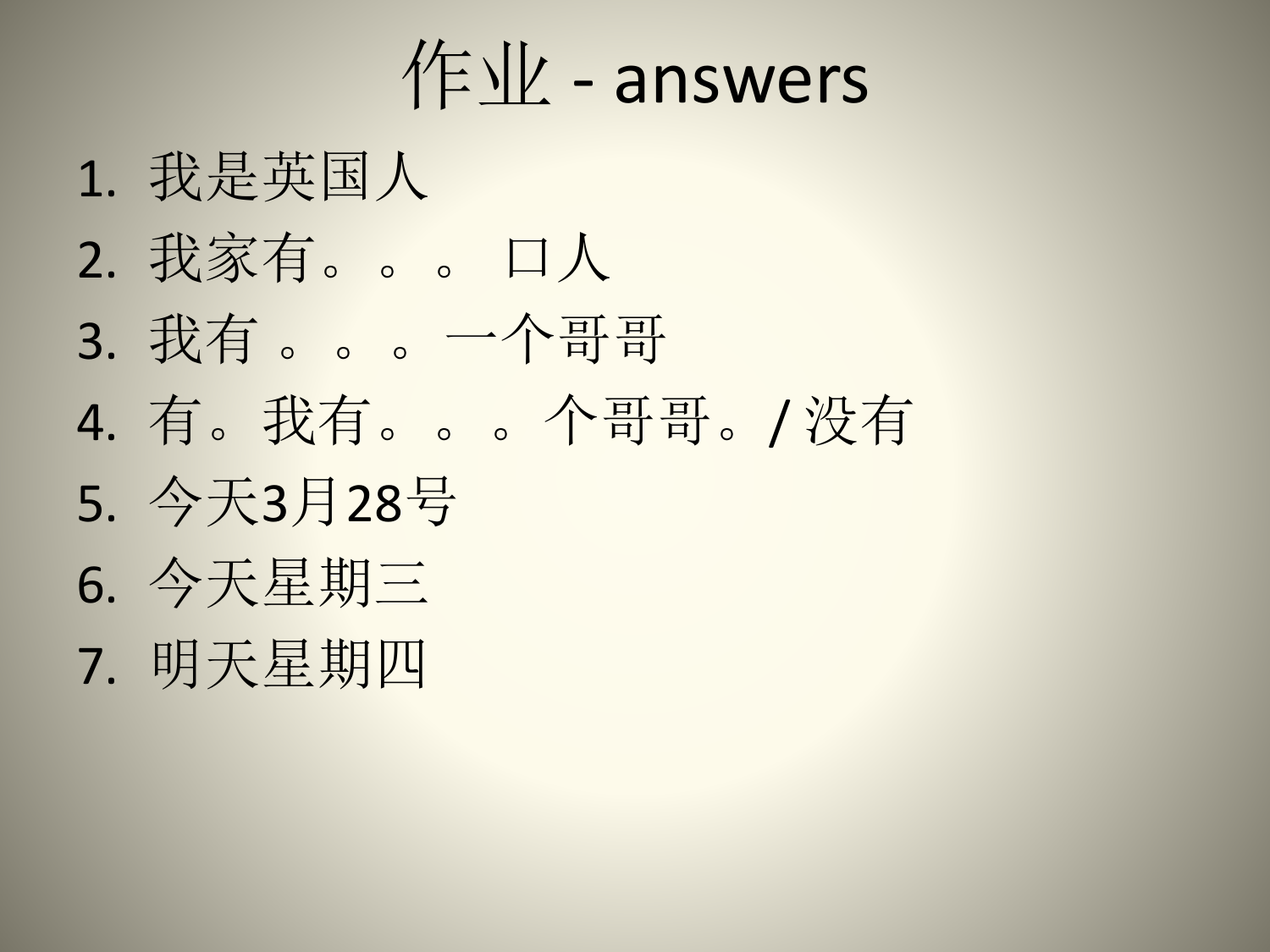# 作业 - answers

1. 我是英国人
2. 我家有。。。 口人
3. 我有 。。。一个哥哥
4. 有。我有。。。个哥哥。/ 没有
5. 今天3月28号
6. 今天星期三
7. 明天星期四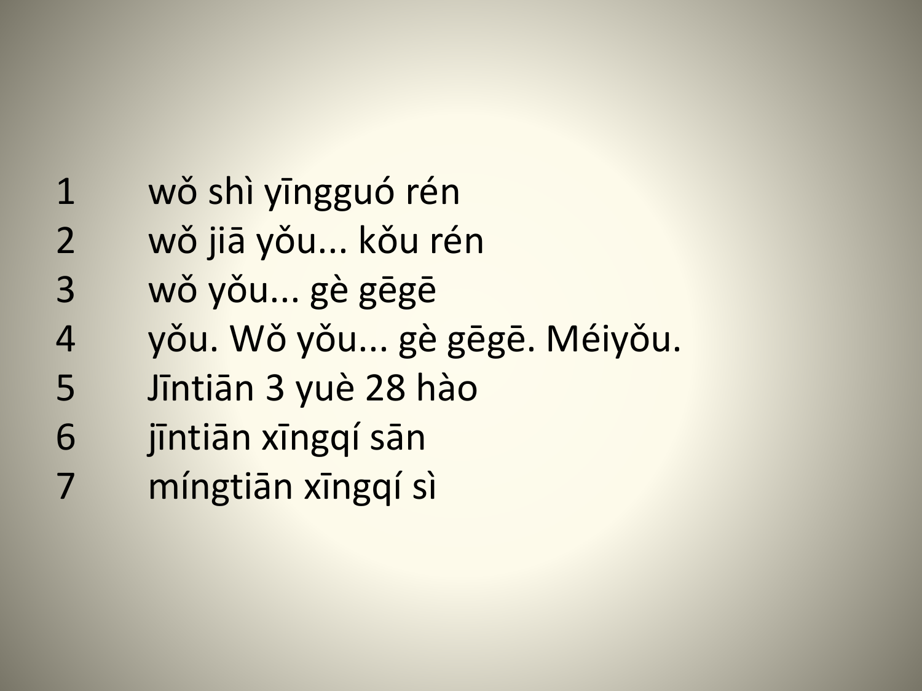1. wǒ shì yīngguó rén
2. wǒ jiā yǒu... kǒu rén
3. wǒ yǒu... gè gēgē
4. yǒu. Wǒ yǒu... gè gēgē. Méiyǒu.
5. Jīntiān 3 yuè 28 hào
6. jīntiān xīngqí sān
7. míngtiān xīngqí sì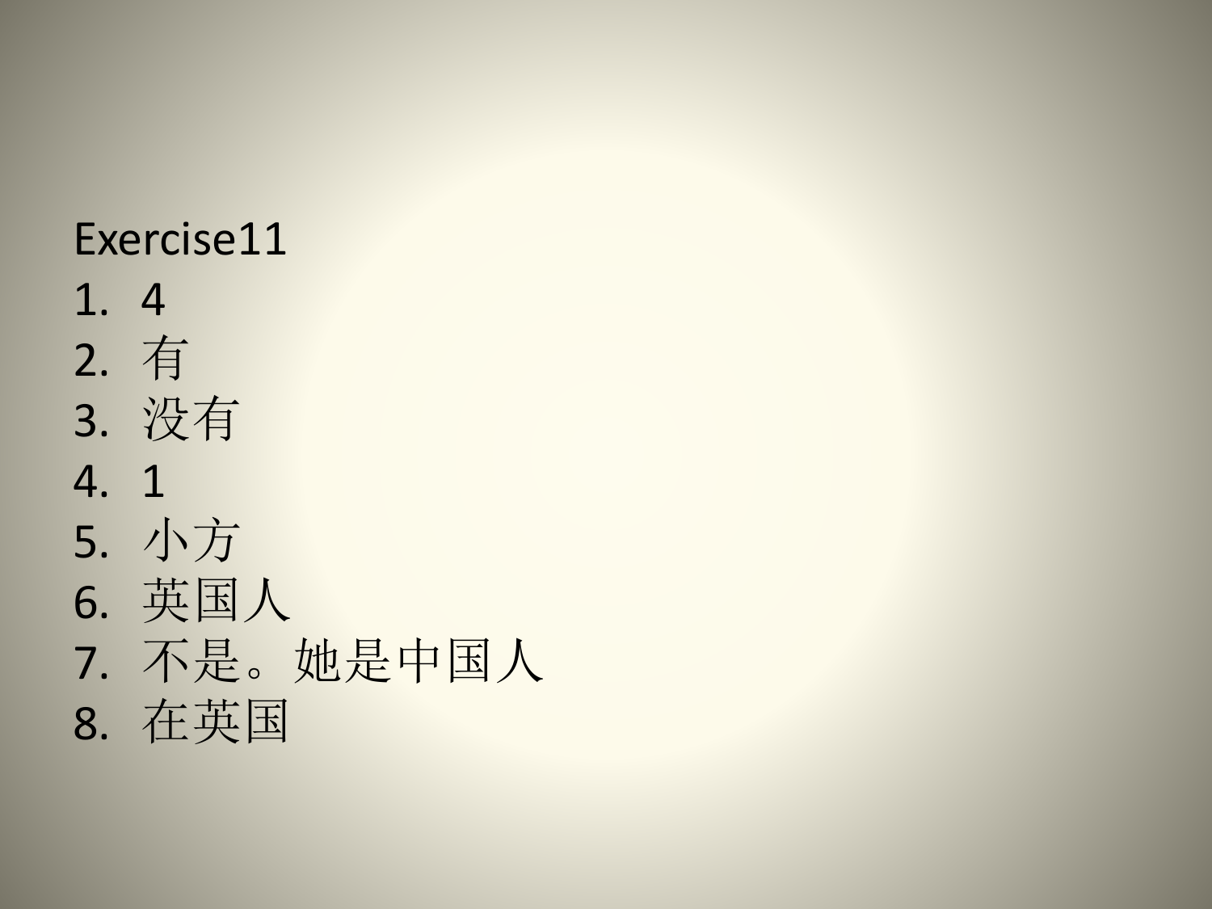Exercise11

1. 4
2. 有
3. 没有
4. 1
5. 小方
6. 英国人
7. 不是。她是中国人
8. 在英国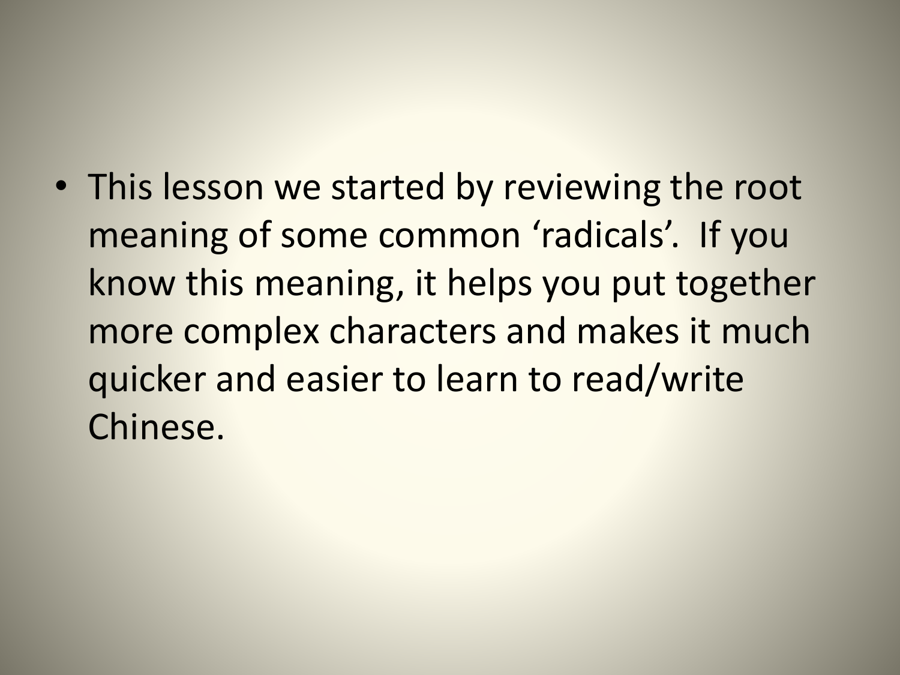- This lesson we started by reviewing the root meaning of some common ‘radicals’. If you know this meaning, it helps you put together more complex characters and makes it much quicker and easier to learn to read/write Chinese.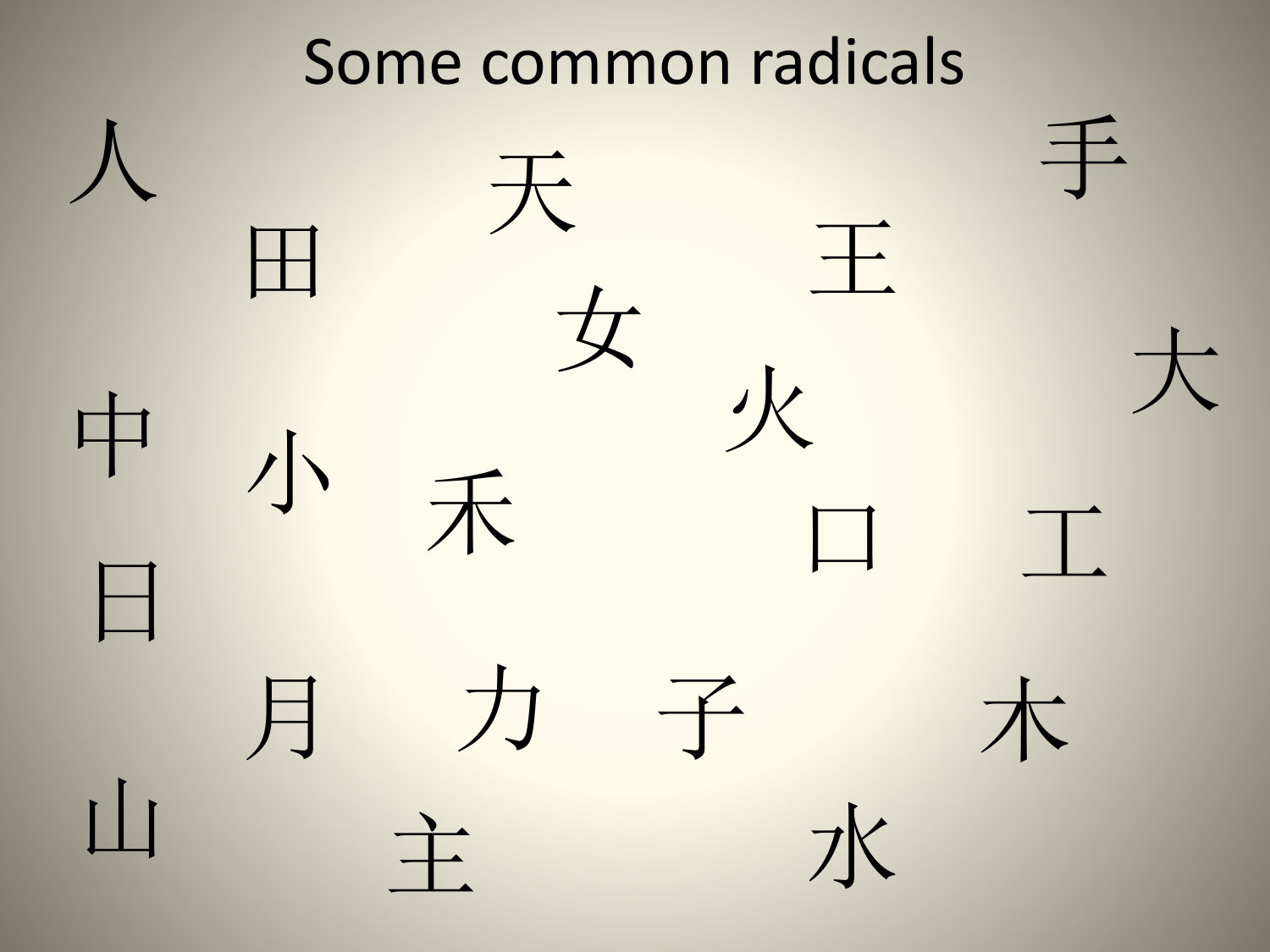# Some common radicals

人 天 手 田 王 女 大 火 中 小 禾 口 工 日 月 力 子 木 山 主 水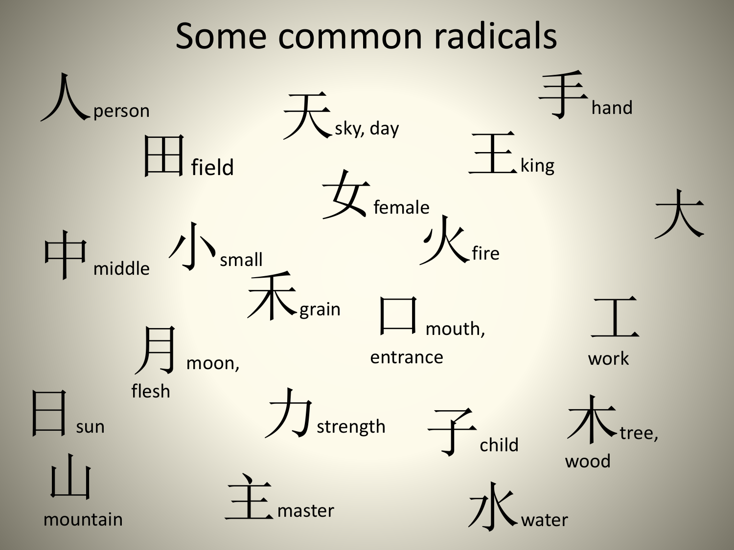# Some common radicals

- 人 person
- 天 sky, day
- 手 hand
- 田 field
- 王 king
- 女 female
- 大
- 中 middle
- 小 small
- 火 fire
- 禾 grain
- 口 mouth, entrance
- 工 work
- 月 moon, flesh
- 日 sun
- 力 strength
- 子 child
- 木 tree, wood
- 山 mountain
- 主 master
- 水 water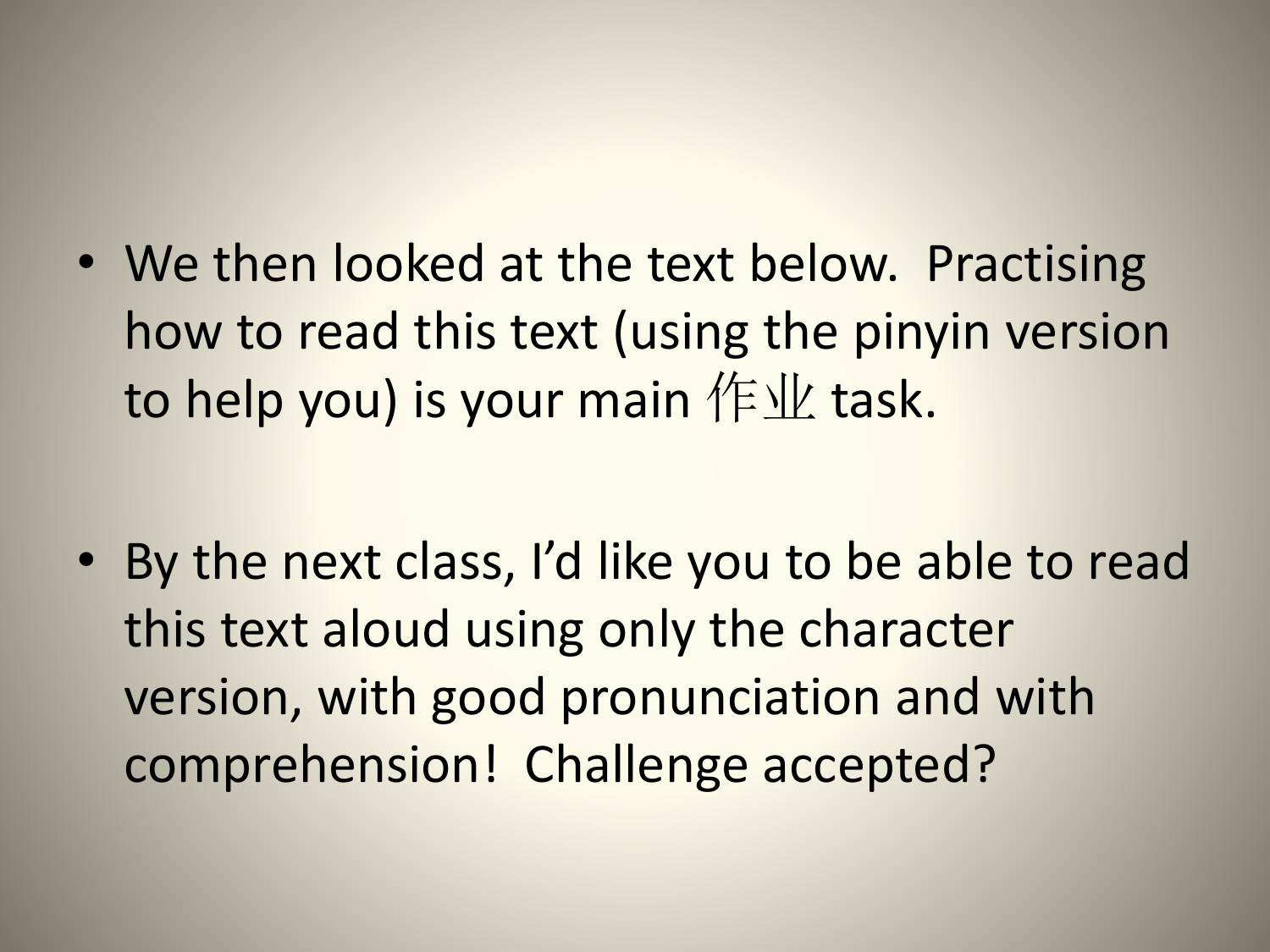- We then looked at the text below. Practising how to read this text (using the pinyin version to help you) is your main 作业 task.

- By the next class, I’d like you to be able to read this text aloud using only the character version, with good pronunciation and with comprehension! Challenge accepted?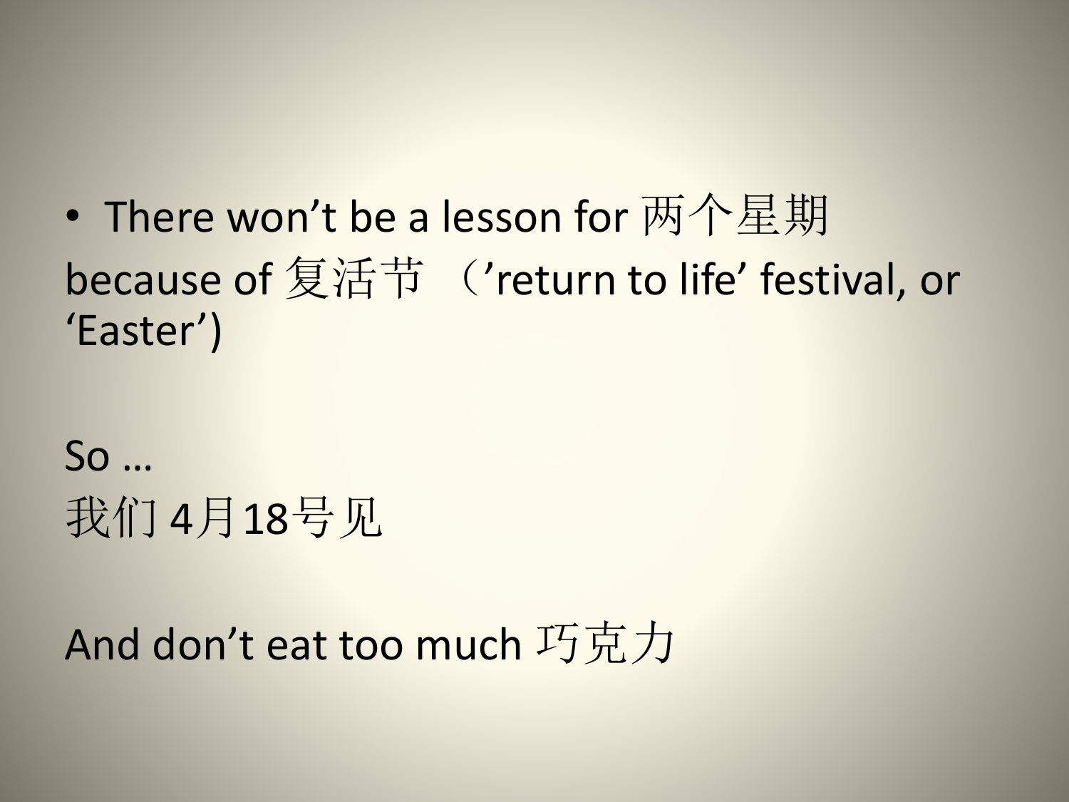- There won’t be a lesson for 两个星期

because of 复活节 （’return to life’ festival, or ‘Easter’)

So …

我们 4月18号见

And don’t eat too much 巧克力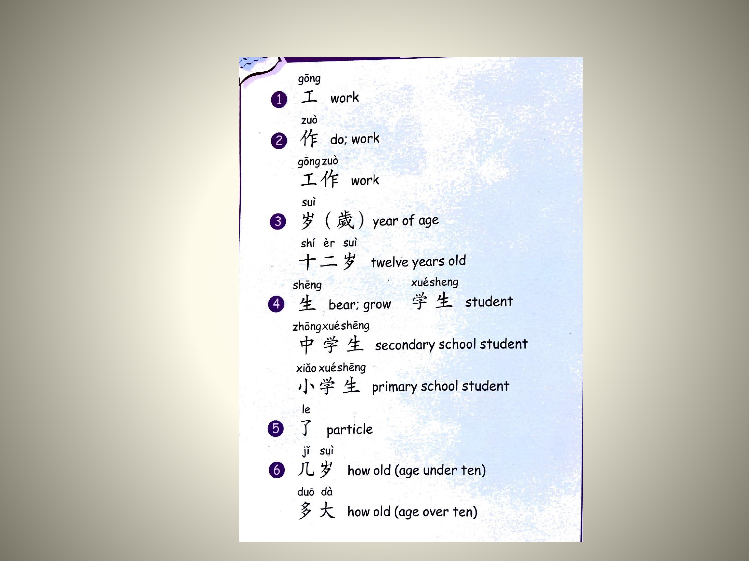1. gōng
   工 work
2. zuò
   作 do; work

   gōng zuò
   工作 work
3. suì
   岁（歲）year of age

   shí èr suì
   十二岁 twelve years old
4. shēng
   生 bear; grow

   xuésheng
   学生 student

   zhōngxuéshēng
   中学生 secondary school student

   xiǎo xuéshēng
   小学生 primary school student
5. le
   了 particle
6. jǐ suì
   几岁 how old (age under ten)

   duō dà
   多大 how old (age over ten)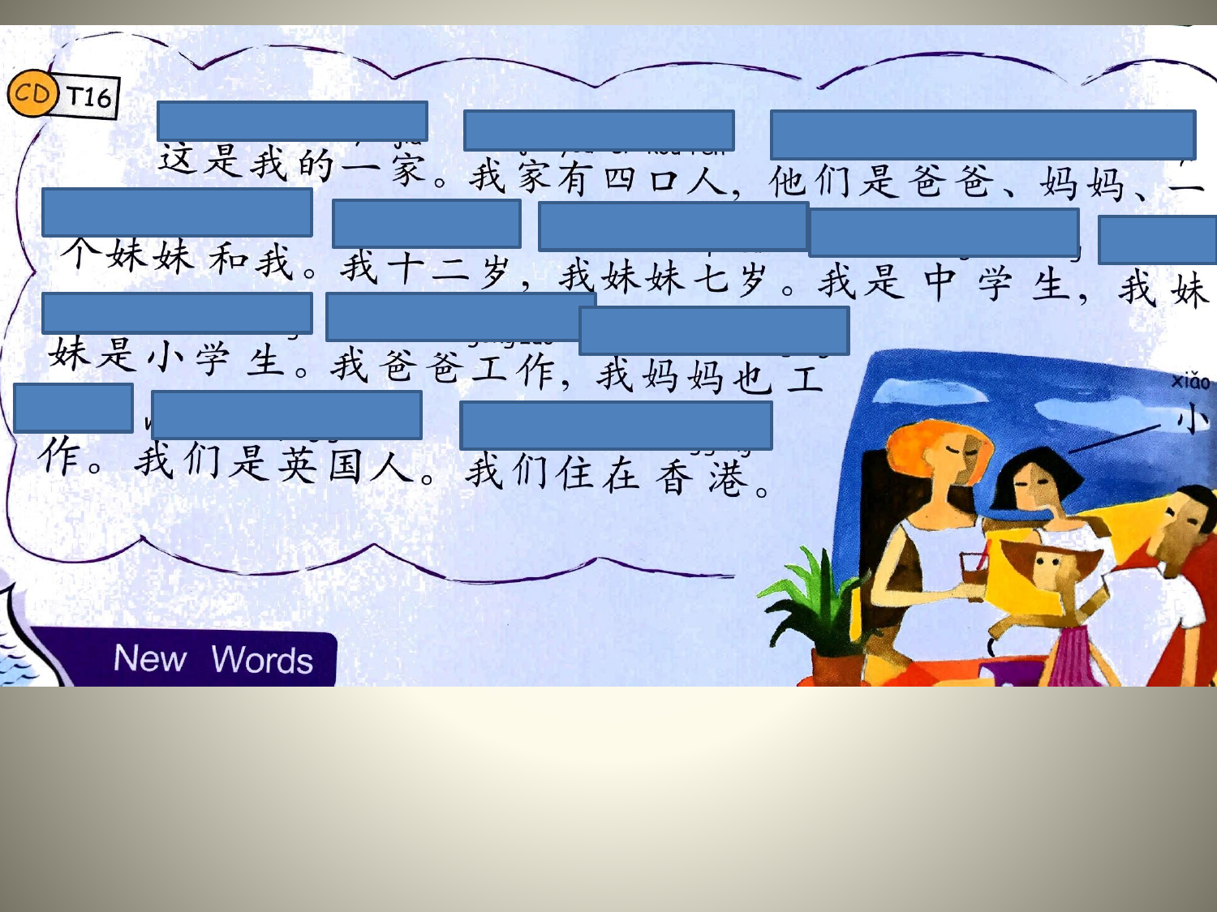CD T16

这是我的一家。我家有四口人，他们是爸爸、妈妈、一个妹妹和我。我十二岁，我妹妹七岁。我是中学生，我妹妹是小学生。我爸爸工作，我妈妈也工作。我们是英国人。我们住在香港。

xiǎo
小

New Words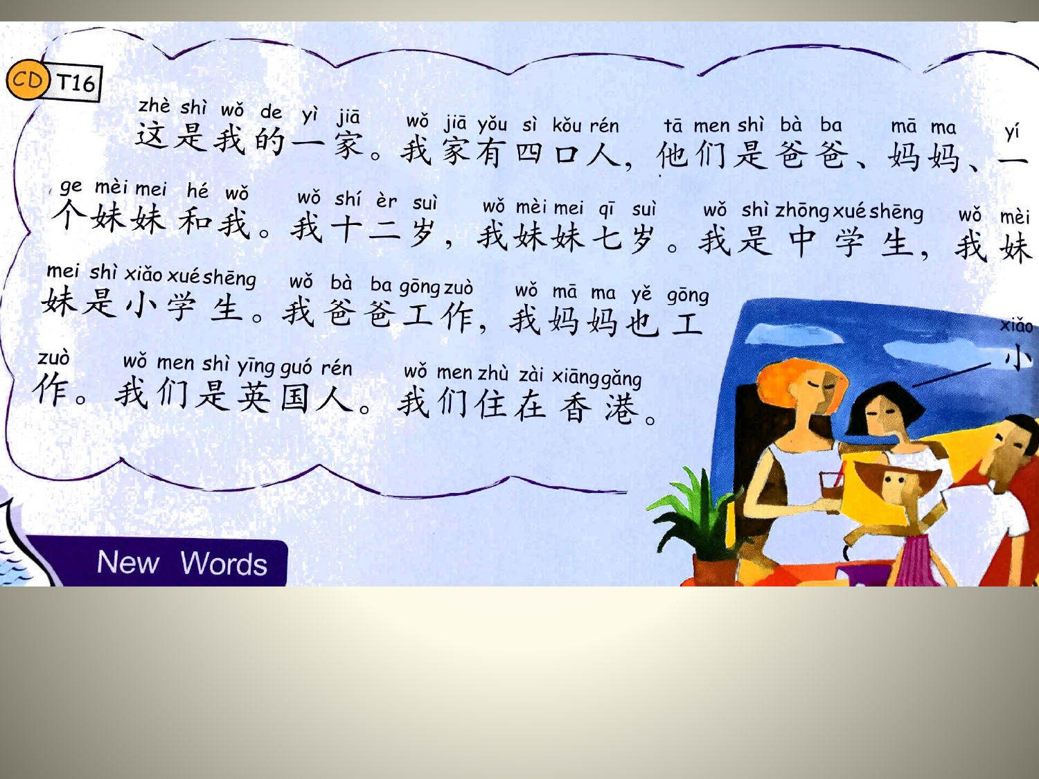CD T16

zhè shì wǒ de yì jiā　wǒ jiā yǒu sì kǒu rén　tā men shì bà ba　mā ma　yí ge mèi mei hé wǒ

这是我的一家。我家有四口人，他们是爸爸、妈妈、一个妹妹和我。

wǒ shí èr suì　wǒ mèi mei qī suì　wǒ shì zhōng xué shēng　wǒ mèi mei shì xiǎo xué shēng

我十二岁，我妹妹七岁。我是中学生，我妹妹是小学生。

wǒ bà ba gōng zuò　wǒ mā ma yě gōng zuò

我爸爸工作，我妈妈也工作。

wǒ men shì yīng guó rén　wǒ men zhù zài xiāng gǎng

我们是英国人。我们住在香港。

xiǎo 小

## New Words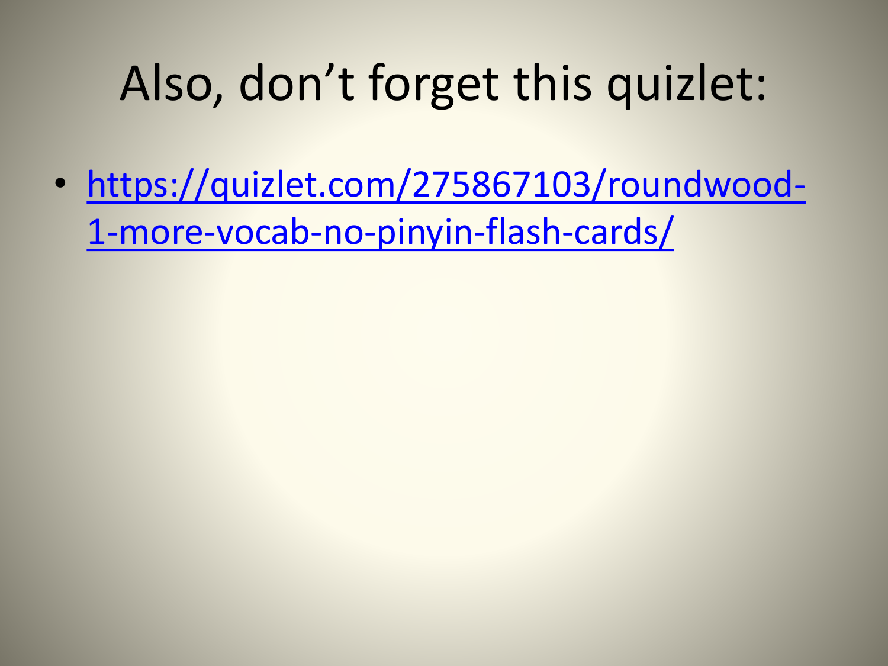# Also, don't forget this quizlet:

- https://quizlet.com/275867103/roundwood-1-more-vocab-no-pinyin-flash-cards/